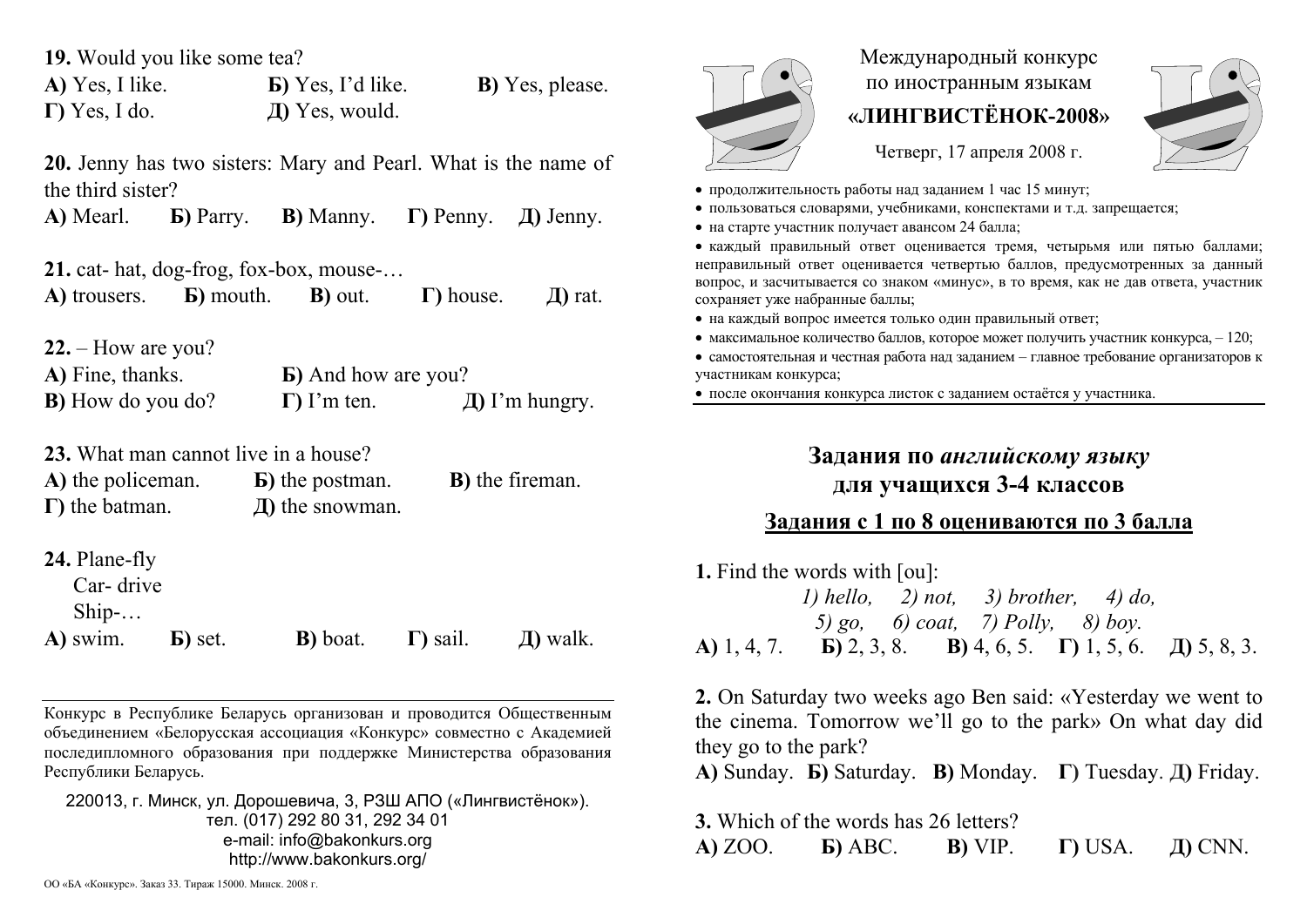Международный конкурс по иностранным языкам

**«ЛИНГВИСТЁНОК-2008»**

Четверг, 17 апреля 2008 г.

- продолжительность работы над заданием 1 час 15 минут;
- пользоваться словарями, учебниками, конспектами и т.д. запрещается;
- на старте участник получает авансом 24 балла;
- каждый правильный ответ оценивается тремя, четырьмя или пятью баллами; неправильный ответ оценивается четвертью баллов, предусмотренных за данный вопрос, и засчитывается со знаком «минус», в то время, как не дав ответа, участник сохраняет уже набранные баллы;
- на каждый вопрос имеется только один правильный ответ;
- максимальное количество баллов, которое может получить участник конкурса, – 120;
- самостоятельная и честная работа над заданием – главное требование организаторов к участникам конкурса;
- после окончания конкурса листок с заданием остаётся у участника.

## Задания по *английскому языку* для учащихся 3-4 классов

### Задания с 1 по 8 оцениваются по 3 балла

**1.** Find the words with [ou]:

*1) hello, 2) not, 3) brother, 4) do,*
*5) go, 6) coat, 7) Polly, 8) boy.*

**А)** 1, 4, 7. **Б)** 2, 3, 8. **В)** 4, 6, 5. **Г)** 1, 5, 6. **Д)** 5, 8, 3.

**2.** On Saturday two weeks ago Ben said: «Yesterday we went to the cinema. Tomorrow we'll go to the park» On what day did they go to the park?

**А)** Sunday. **Б)** Saturday. **В)** Monday. **Г)** Tuesday. **Д)** Friday.

**3.** Which of the words has 26 letters?

**А)** ZOO. **Б)** ABC. **В)** VIP. **Г)** USA. **Д)** CNN.

**19.** Would you like some tea?

**А)** Yes, I like. **Б)** Yes, I'd like. **В)** Yes, please.
**Г)** Yes, I do. **Д)** Yes, would.

**20.** Jenny has two sisters: Mary and Pearl. What is the name of the third sister?

**А)** Mearl. **Б)** Parry. **В)** Manny. **Г)** Penny. **Д)** Jenny.

**21.** cat- hat, dog-frog, fox-box, mouse-…

**А)** trousers. **Б)** mouth. **В)** out. **Г)** house. **Д)** rat.

**22.** – How are you?

**А)** Fine, thanks. **Б)** And how are you?
**В)** How do you do? **Г)** I'm ten. **Д)** I'm hungry.

**23.** What man cannot live in a house?

**А)** the policeman. **Б)** the postman. **В)** the fireman.
**Г)** the batman. **Д)** the snowman.

**24.** Plane-fly
Car- drive
Ship-…

**А)** swim. **Б)** set. **В)** boat. **Г)** sail. **Д)** walk.

---

Конкурс в Республике Беларусь организован и проводится Общественным объединением «Белорусская ассоциация «Конкурс» совместно с Академией последипломного образования при поддержке Министерства образования Республики Беларусь.

220013, г. Минск, ул. Дорошевича, 3, РЗШ АПО («Лингвистёнок»).
тел. (017) 292 80 31, 292 34 01
e-mail: info@bakonkurs.org
http://www.bakonkurs.org/

ОО «БА «Конкурс». Заказ 33. Тираж 15000. Минск. 2008 г.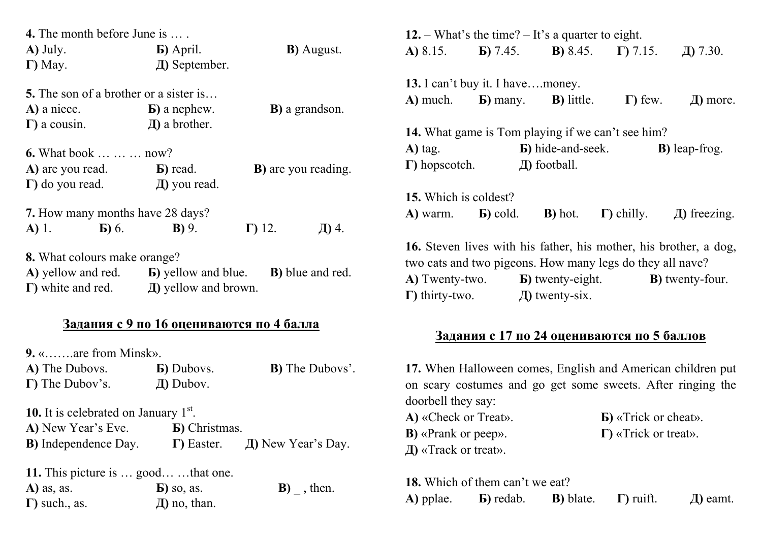**4.** The month before June is … .

**А)** July. **Б)** April. **В)** August.
**Г)** May. **Д)** September.

**5.** The son of a brother or a sister is…

**А)** a niece. **Б)** a nephew. **В)** a grandson.
**Г)** a cousin. **Д)** a brother.

**6.** What book … … … now?

**А)** are you read. **Б)** read. **В)** are you reading.
**Г)** do you read. **Д)** you read.

**7.** How many months have 28 days?

**А)** 1. **Б)** 6. **В)** 9. **Г)** 12. **Д)** 4.

**8.** What colours make orange?

**А)** yellow and red. **Б)** yellow and blue. **В)** blue and red.
**Г)** white and red. **Д)** yellow and brown.

**<u>Задания с 9 по 16 оцениваются по 4 балла</u>**

**9.** «…….are from Minsk».

**А)** The Dubovs. **Б)** Dubovs. **В)** The Dubovs'.
**Г)** The Dubov's. **Д)** Dubov.

**10.** It is celebrated on January 1st.

**А)** New Year's Eve. **Б)** Christmas.
**В)** Independence Day. **Г)** Easter. **Д)** New Year's Day.

**11.** This picture is … good… …that one.

**А)** as, as. **Б)** so, as. **В)** _ , then.
**Г)** such., as. **Д)** no, than.

**12.** – What's the time? – It's a quarter to eight.

**А)** 8.15. **Б)** 7.45. **В)** 8.45. **Г)** 7.15. **Д)** 7.30.

**13.** I can't buy it. I have….money.

**А)** much. **Б)** many. **В)** little. **Г)** few. **Д)** more.

**14.** What game is Tom playing if we can't see him?

**А)** tag. **Б)** hide-and-seek. **В)** leap-frog.
**Г)** hopscotch. **Д)** football.

**15.** Which is coldest?

**А)** warm. **Б)** cold. **В)** hot. **Г)** chilly. **Д)** freezing.

**16.** Steven lives with his father, his mother, his brother, a dog, two cats and two pigeons. How many legs do they all nave?

**А)** Twenty-two. **Б)** twenty-eight. **В)** twenty-four.
**Г)** thirty-two. **Д)** twenty-six.

**<u>Задания с 17 по 24 оцениваются по 5 баллов</u>**

**17.** When Halloween comes, English and American children put on scary costumes and go get some sweets. After ringing the doorbell they say:

**А)** «Check or Treat». **Б)** «Trick or cheat».
**В)** «Prank or peep». **Г)** «Trick or treat».
**Д)** «Track or treat».

**18.** Which of them can't we eat?

**А)** pplae. **Б)** redab. **В)** blate. **Г)** ruift. **Д)** eamt.